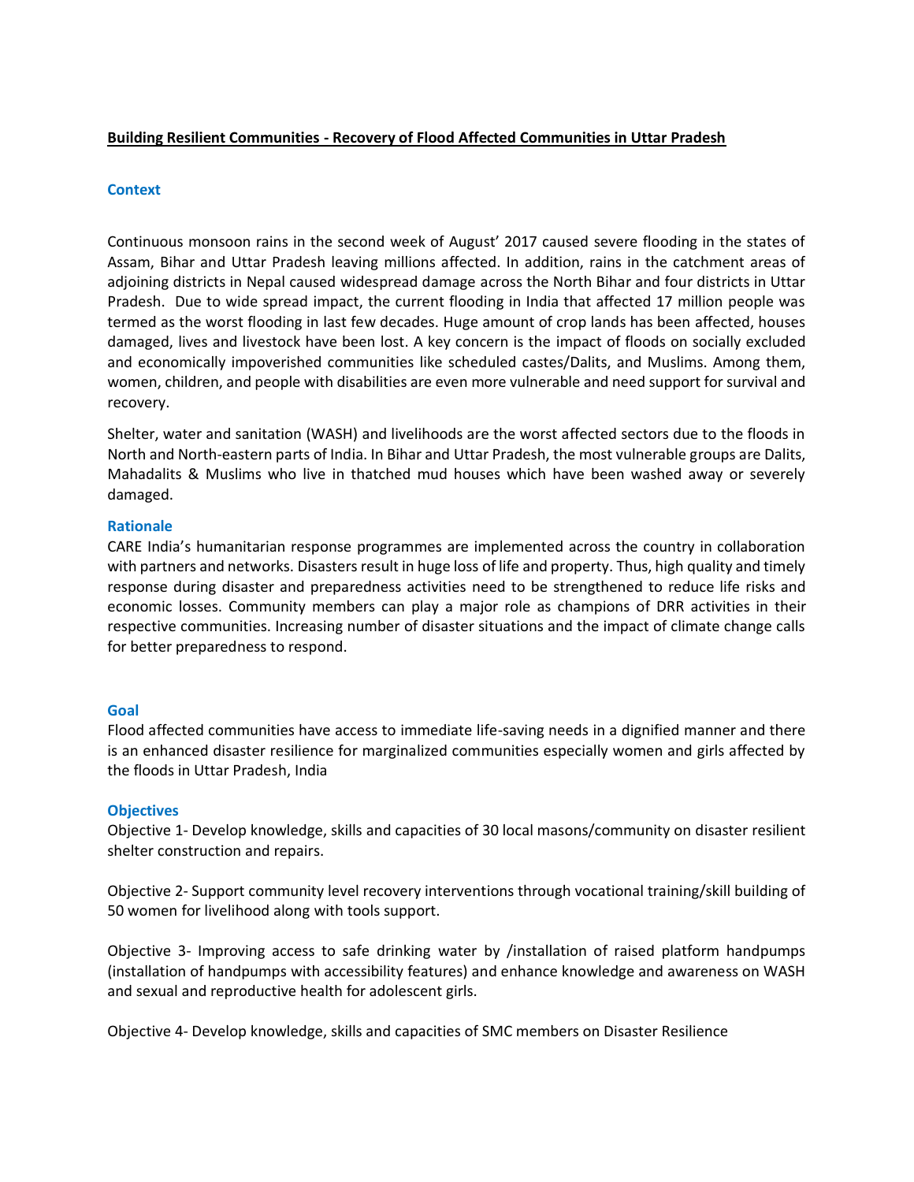# Building Resilient Communities - Recovery of Flood Affected Communities in Uttar Pradesh

## Context

Continuous monsoon rains in the second week of August' 2017 caused severe flooding in the states of Assam, Bihar and Uttar Pradesh leaving millions affected. In addition, rains in the catchment areas of adjoining districts in Nepal caused widespread damage across the North Bihar and four districts in Uttar Pradesh. Due to wide spread impact, the current flooding in India that affected 17 million people was termed as the worst flooding in last few decades. Huge amount of crop lands has been affected, houses damaged, lives and livestock have been lost. A key concern is the impact of floods on socially excluded and economically impoverished communities like scheduled castes/Dalits, and Muslims. Among them, women, children, and people with disabilities are even more vulnerable and need support for survival and recovery.

Shelter, water and sanitation (WASH) and livelihoods are the worst affected sectors due to the floods in North and North-eastern parts of India. In Bihar and Uttar Pradesh, the most vulnerable groups are Dalits, Mahadalits & Muslims who live in thatched mud houses which have been washed away or severely damaged.

## Rationale

CARE India's humanitarian response programmes are implemented across the country in collaboration with partners and networks. Disasters result in huge loss of life and property. Thus, high quality and timely response during disaster and preparedness activities need to be strengthened to reduce life risks and economic losses. Community members can play a major role as champions of DRR activities in their respective communities. Increasing number of disaster situations and the impact of climate change calls for better preparedness to respond.

## Goal

Flood affected communities have access to immediate life-saving needs in a dignified manner and there is an enhanced disaster resilience for marginalized communities especially women and girls affected by the floods in Uttar Pradesh, India

## Objectives

Objective 1- Develop knowledge, skills and capacities of 30 local masons/community on disaster resilient shelter construction and repairs.

Objective 2- Support community level recovery interventions through vocational training/skill building of 50 women for livelihood along with tools support.

Objective 3- Improving access to safe drinking water by /installation of raised platform handpumps (installation of handpumps with accessibility features) and enhance knowledge and awareness on WASH and sexual and reproductive health for adolescent girls.

Objective 4- Develop knowledge, skills and capacities of SMC members on Disaster Resilience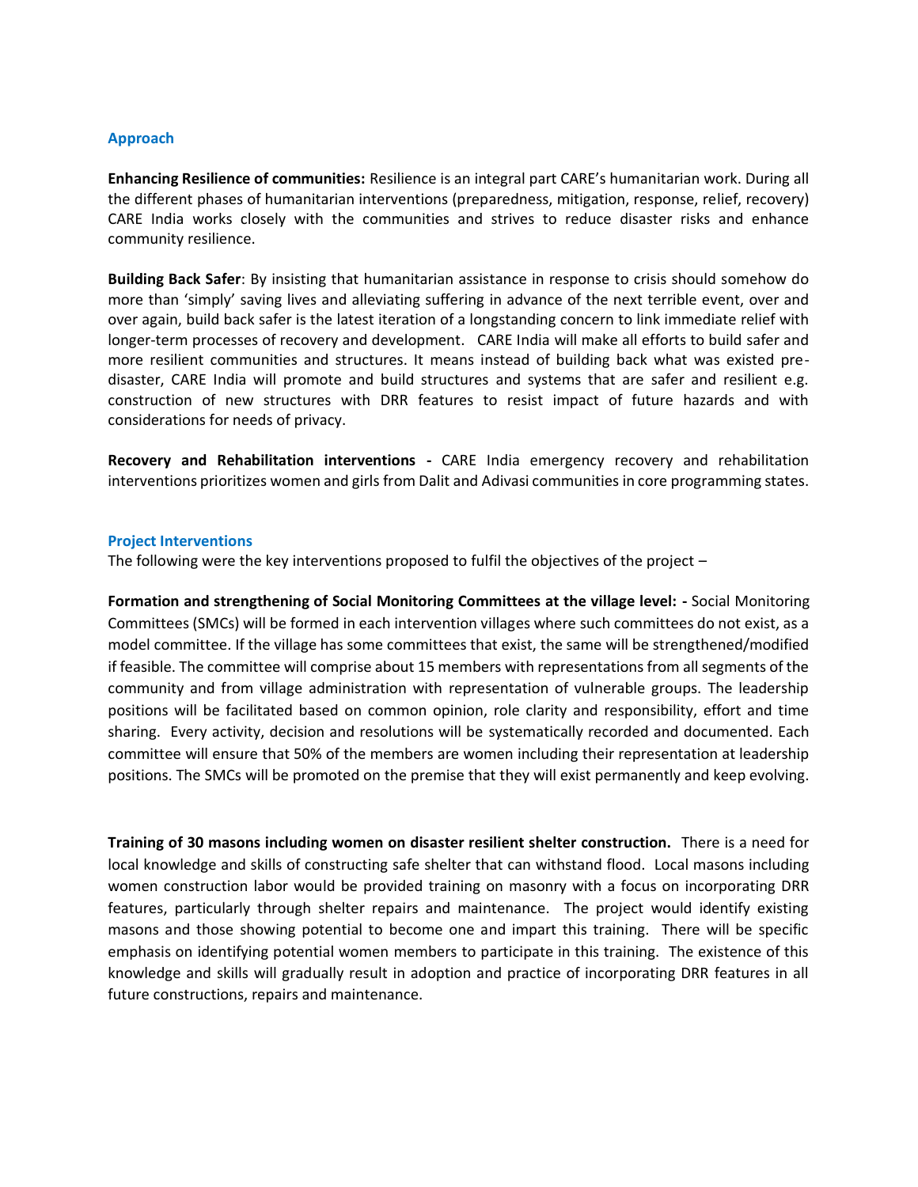## Approach

**Enhancing Resilience of communities:** Resilience is an integral part CARE's humanitarian work. During all the different phases of humanitarian interventions (preparedness, mitigation, response, relief, recovery) CARE India works closely with the communities and strives to reduce disaster risks and enhance community resilience.

**Building Back Safer**: By insisting that humanitarian assistance in response to crisis should somehow do more than 'simply' saving lives and alleviating suffering in advance of the next terrible event, over and over again, build back safer is the latest iteration of a longstanding concern to link immediate relief with longer-term processes of recovery and development. CARE India will make all efforts to build safer and more resilient communities and structures. It means instead of building back what was existed pre-disaster, CARE India will promote and build structures and systems that are safer and resilient e.g. construction of new structures with DRR features to resist impact of future hazards and with considerations for needs of privacy.

**Recovery and Rehabilitation interventions -** CARE India emergency recovery and rehabilitation interventions prioritizes women and girls from Dalit and Adivasi communities in core programming states.

## Project Interventions

The following were the key interventions proposed to fulfil the objectives of the project –

**Formation and strengthening of Social Monitoring Committees at the village level: -** Social Monitoring Committees (SMCs) will be formed in each intervention villages where such committees do not exist, as a model committee. If the village has some committees that exist, the same will be strengthened/modified if feasible. The committee will comprise about 15 members with representations from all segments of the community and from village administration with representation of vulnerable groups. The leadership positions will be facilitated based on common opinion, role clarity and responsibility, effort and time sharing. Every activity, decision and resolutions will be systematically recorded and documented. Each committee will ensure that 50% of the members are women including their representation at leadership positions. The SMCs will be promoted on the premise that they will exist permanently and keep evolving.

**Training of 30 masons including women on disaster resilient shelter construction.** There is a need for local knowledge and skills of constructing safe shelter that can withstand flood. Local masons including women construction labor would be provided training on masonry with a focus on incorporating DRR features, particularly through shelter repairs and maintenance. The project would identify existing masons and those showing potential to become one and impart this training. There will be specific emphasis on identifying potential women members to participate in this training. The existence of this knowledge and skills will gradually result in adoption and practice of incorporating DRR features in all future constructions, repairs and maintenance.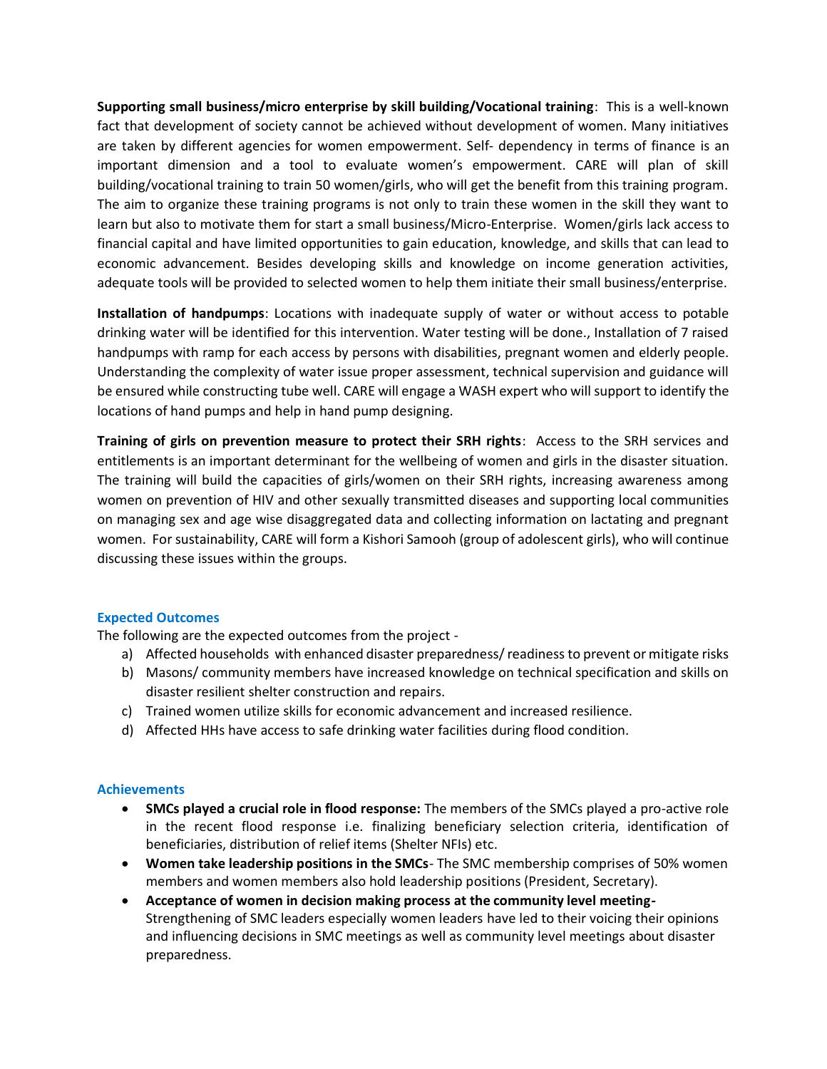**Supporting small business/micro enterprise by skill building/Vocational training**: This is a well-known fact that development of society cannot be achieved without development of women. Many initiatives are taken by different agencies for women empowerment. Self- dependency in terms of finance is an important dimension and a tool to evaluate women's empowerment. CARE will plan of skill building/vocational training to train 50 women/girls, who will get the benefit from this training program. The aim to organize these training programs is not only to train these women in the skill they want to learn but also to motivate them for start a small business/Micro-Enterprise. Women/girls lack access to financial capital and have limited opportunities to gain education, knowledge, and skills that can lead to economic advancement. Besides developing skills and knowledge on income generation activities, adequate tools will be provided to selected women to help them initiate their small business/enterprise.

**Installation of handpumps**: Locations with inadequate supply of water or without access to potable drinking water will be identified for this intervention. Water testing will be done., Installation of 7 raised handpumps with ramp for each access by persons with disabilities, pregnant women and elderly people. Understanding the complexity of water issue proper assessment, technical supervision and guidance will be ensured while constructing tube well. CARE will engage a WASH expert who will support to identify the locations of hand pumps and help in hand pump designing.

**Training of girls on prevention measure to protect their SRH rights**: Access to the SRH services and entitlements is an important determinant for the wellbeing of women and girls in the disaster situation. The training will build the capacities of girls/women on their SRH rights, increasing awareness among women on prevention of HIV and other sexually transmitted diseases and supporting local communities on managing sex and age wise disaggregated data and collecting information on lactating and pregnant women. For sustainability, CARE will form a Kishori Samooh (group of adolescent girls), who will continue discussing these issues within the groups.

### Expected Outcomes

The following are the expected outcomes from the project -

a) Affected households with enhanced disaster preparedness/ readiness to prevent or mitigate risks
b) Masons/ community members have increased knowledge on technical specification and skills on disaster resilient shelter construction and repairs.
c) Trained women utilize skills for economic advancement and increased resilience.
d) Affected HHs have access to safe drinking water facilities during flood condition.

### Achievements

- **SMCs played a crucial role in flood response:** The members of the SMCs played a pro-active role in the recent flood response i.e. finalizing beneficiary selection criteria, identification of beneficiaries, distribution of relief items (Shelter NFIs) etc.
- **Women take leadership positions in the SMCs**- The SMC membership comprises of 50% women members and women members also hold leadership positions (President, Secretary).
- **Acceptance of women in decision making process at the community level meeting-** Strengthening of SMC leaders especially women leaders have led to their voicing their opinions and influencing decisions in SMC meetings as well as community level meetings about disaster preparedness.